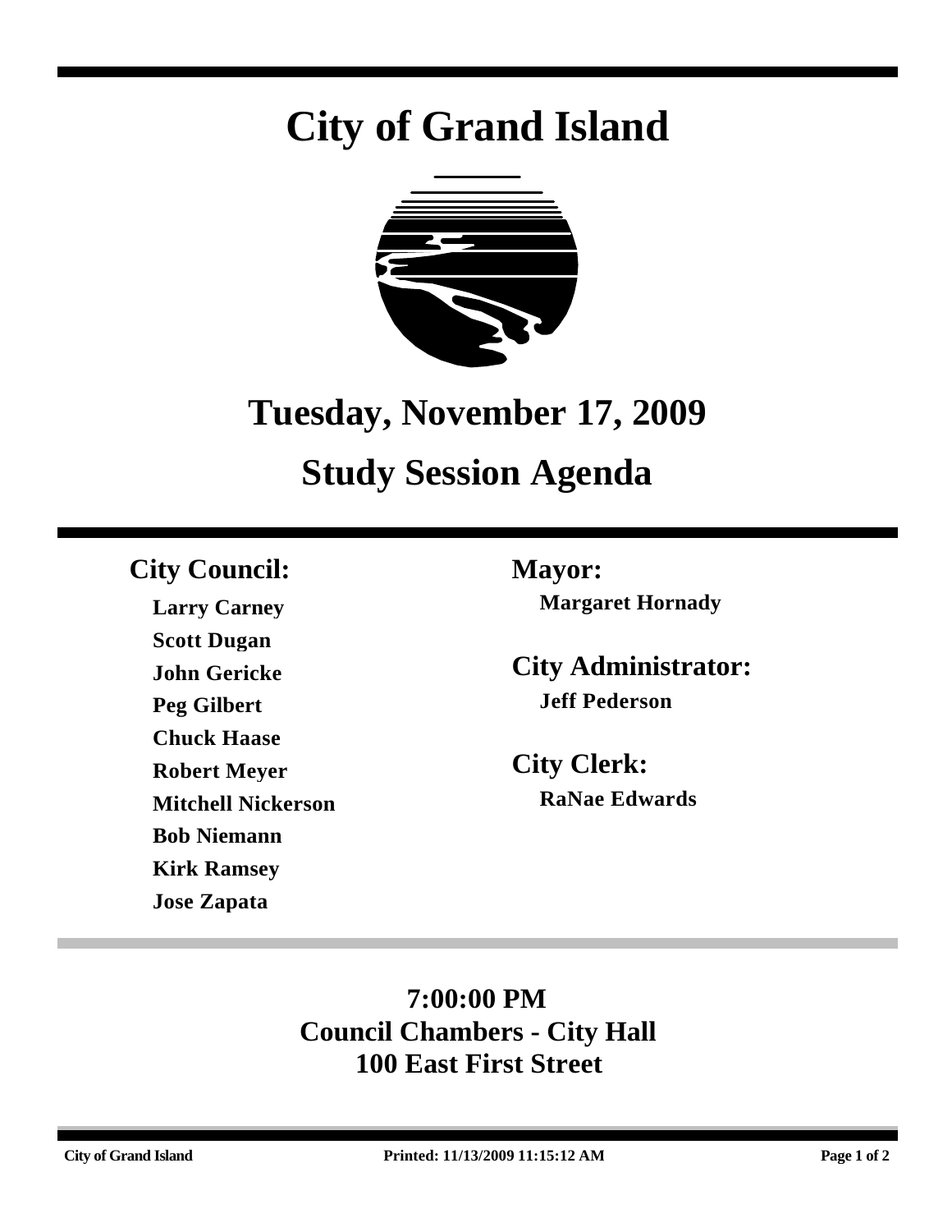# City of Grand Island

## Tuesday, November 17, 2009

## Study Session Agenda

### City Council:

**Larry Carney**
**Scott Dugan**
**John Gericke**
**Peg Gilbert**
**Chuck Haase**
**Robert Meyer**
**Mitchell Nickerson**
**Bob Niemann**
**Kirk Ramsey**
**Jose Zapata**

### Mayor:

**Margaret Hornady**

### City Administrator:

**Jeff Pederson**

### City Clerk:

**RaNae Edwards**

**7:00:00 PM**
**Council Chambers - City Hall**
**100 East First Street**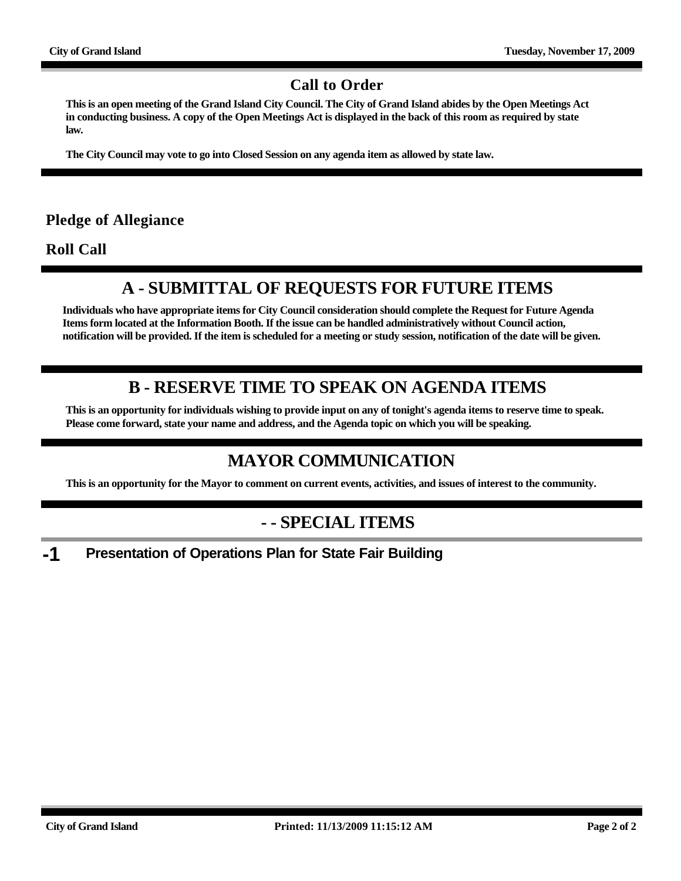## Call to Order

**This is an open meeting of the Grand Island City Council. The City of Grand Island abides by the Open Meetings Act in conducting business. A copy of the Open Meetings Act is displayed in the back of this room as required by state law.**

**The City Council may vote to go into Closed Session on any agenda item as allowed by state law.**

## Pledge of Allegiance

## Roll Call

# A - SUBMITTAL OF REQUESTS FOR FUTURE ITEMS

**Individuals who have appropriate items for City Council consideration should complete the Request for Future Agenda Items form located at the Information Booth. If the issue can be handled administratively without Council action, notification will be provided. If the item is scheduled for a meeting or study session, notification of the date will be given.**

# B - RESERVE TIME TO SPEAK ON AGENDA ITEMS

**This is an opportunity for individuals wishing to provide input on any of tonight's agenda items to reserve time to speak. Please come forward, state your name and address, and the Agenda topic on which you will be speaking.**

# MAYOR COMMUNICATION

**This is an opportunity for the Mayor to comment on current events, activities, and issues of interest to the community.**

# - - SPECIAL ITEMS

**-1** **Presentation of Operations Plan for State Fair Building**